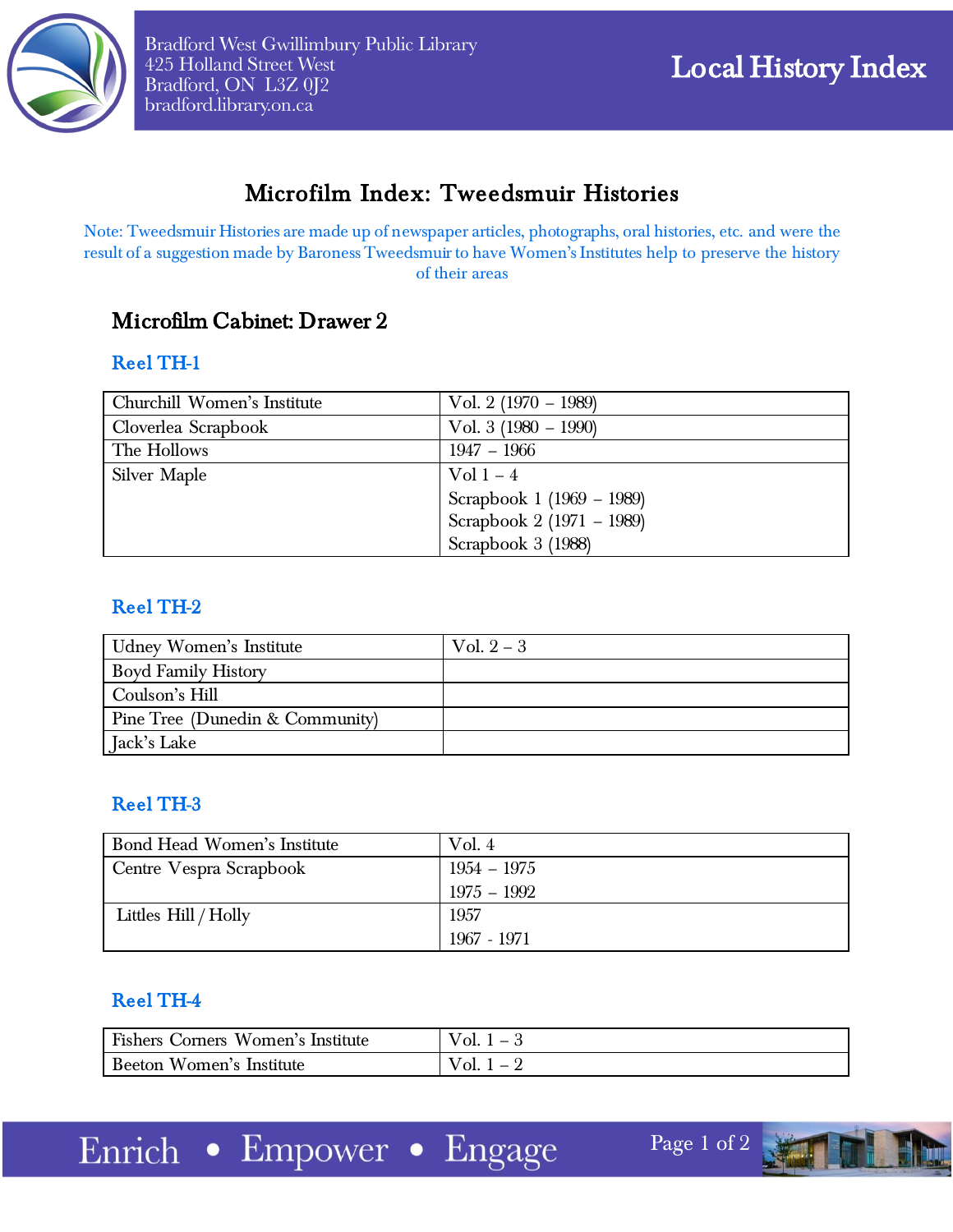Bradford West Gwillimbury Public Library
425 Holland Street West
Bradford, ON L3Z 0J2
bradford.library.on.ca

**Local History Index**

# Microfilm Index: Tweedsmuir Histories

Note: Tweedsmuir Histories are made up of newspaper articles, photographs, oral histories, etc. and were the result of a suggestion made by Baroness Tweedsmuir to have Women's Institutes help to preserve the history of their areas

## Microfilm Cabinet: Drawer 2

### Reel TH-1

| | |
|---|---|
| Churchill Women's Institute | Vol. 2 (1970 – 1989) |
| Cloverlea Scrapbook | Vol. 3 (1980 – 1990) |
| The Hollows | 1947 – 1966 |
| Silver Maple | Vol 1 – 4<br>Scrapbook 1 (1969 – 1989)<br>Scrapbook 2 (1971 – 1989)<br>Scrapbook 3 (1988) |

### Reel TH-2

| | |
|---|---|
| Udney Women's Institute | Vol. 2 – 3 |
| Boyd Family History | |
| Coulson's Hill | |
| Pine Tree (Dunedin & Community) | |
| Jack's Lake | |

### Reel TH-3

| | |
|---|---|
| Bond Head Women's Institute | Vol. 4 |
| Centre Vespra Scrapbook | 1954 – 1975<br>1975 – 1992 |
| Littles Hill / Holly | 1957<br>1967 - 1971 |

### Reel TH-4

| | |
|---|---|
| Fishers Corners Women's Institute | Vol. 1 – 3 |
| Beeton Women's Institute | Vol. 1 – 2 |

Enrich • Empower • Engage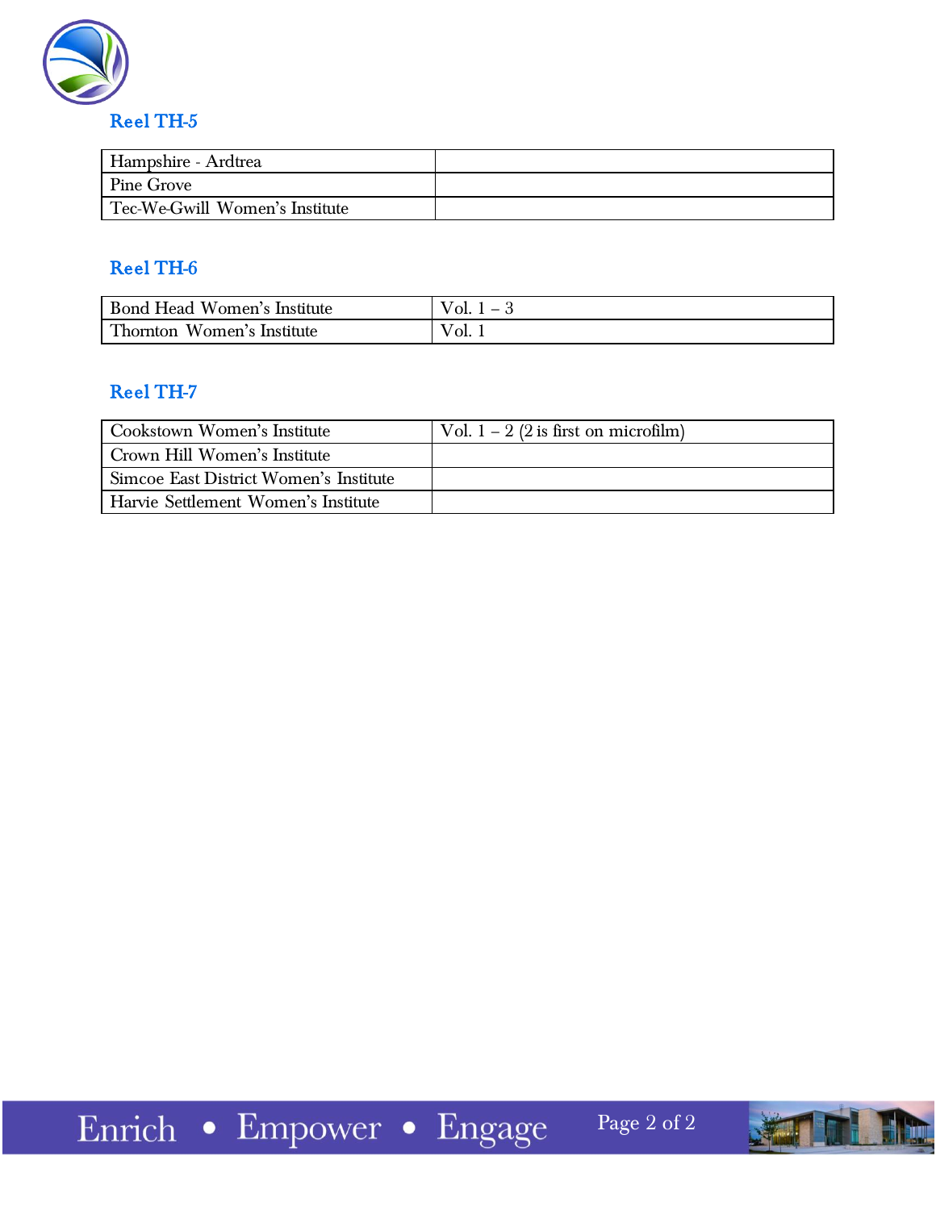## Reel TH-5

| | |
|---|---|
| Hampshire - Ardtrea | |
| Pine Grove | |
| Tec-We-Gwill Women's Institute | |

## Reel TH-6

| | |
|---|---|
| Bond Head Women's Institute | Vol. 1 – 3 |
| Thornton Women's Institute | Vol. 1 |

## Reel TH-7

| | |
|---|---|
| Cookstown Women's Institute | Vol. 1 – 2 (2 is first on microfilm) |
| Crown Hill Women's Institute | |
| Simcoe East District Women's Institute | |
| Harvie Settlement Women's Institute | |